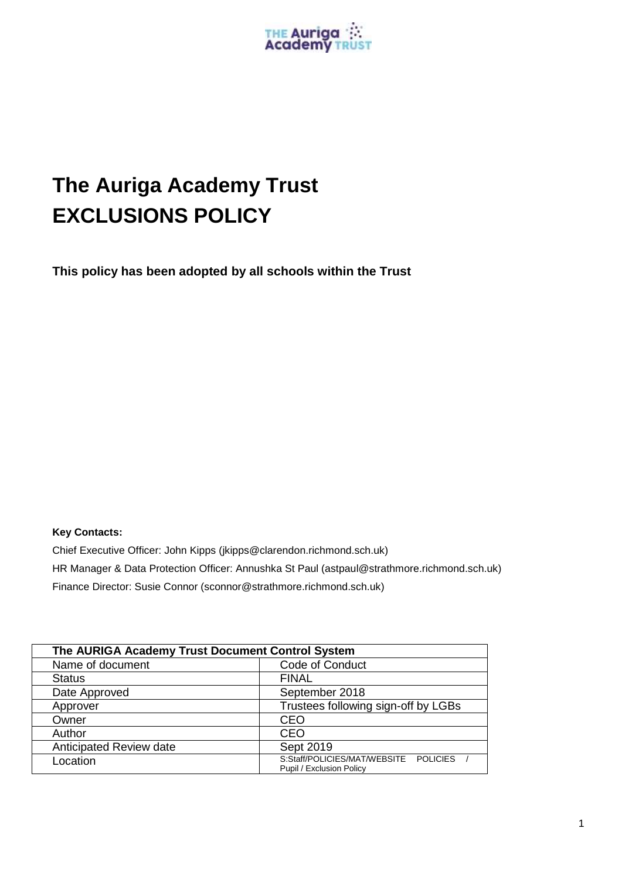THE Auriga Academy TRUST

# The Auriga Academy Trust
# EXCLUSIONS POLICY

**This policy has been adopted by all schools within the Trust**

**Key Contacts:**

Chief Executive Officer: John Kipps (jkipps@clarendon.richmond.sch.uk)

HR Manager & Data Protection Officer: Annushka St Paul (astpaul@strathmore.richmond.sch.uk)

Finance Director: Susie Connor (sconnor@strathmore.richmond.sch.uk)

| **The AURIGA Academy Trust Document Control System** | |
|---|---|
| Name of document | Code of Conduct |
| Status | FINAL |
| Date Approved | September 2018 |
| Approver | Trustees following sign-off by LGBs |
| Owner | CEO |
| Author | CEO |
| Anticipated Review date | Sept 2019 |
| Location | S:Staff/POLICIES/MAT/WEBSITE POLICIES / Pupil / Exclusion Policy |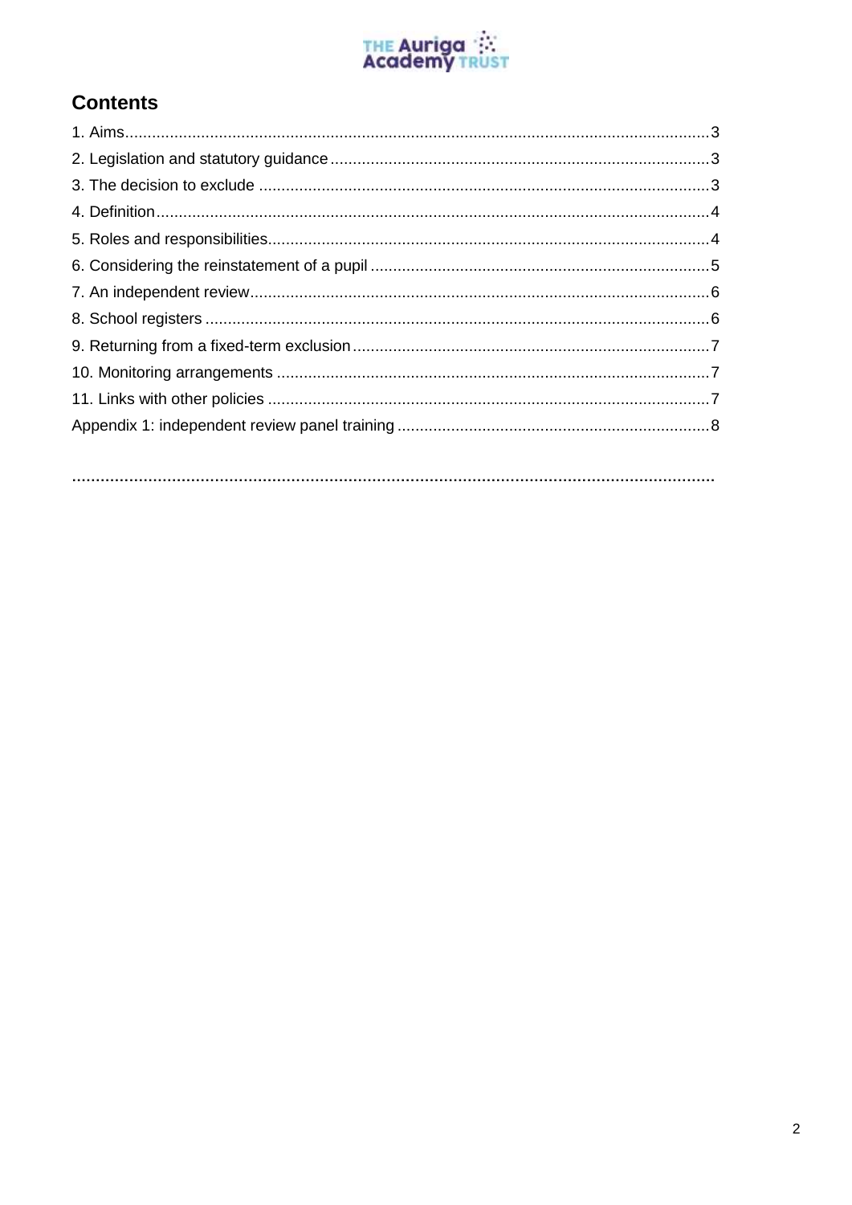## Contents

1. Aims ... 3
2. Legislation and statutory guidance ... 3
3. The decision to exclude ... 3
4. Definition ... 4
5. Roles and responsibilities ... 4
6. Considering the reinstatement of a pupil ... 5
7. An independent review ... 6
8. School registers ... 6
9. Returning from a fixed-term exclusion ... 7
10. Monitoring arrangements ... 7
11. Links with other policies ... 7

Appendix 1: independent review panel training ... 8

........................................................................................................................................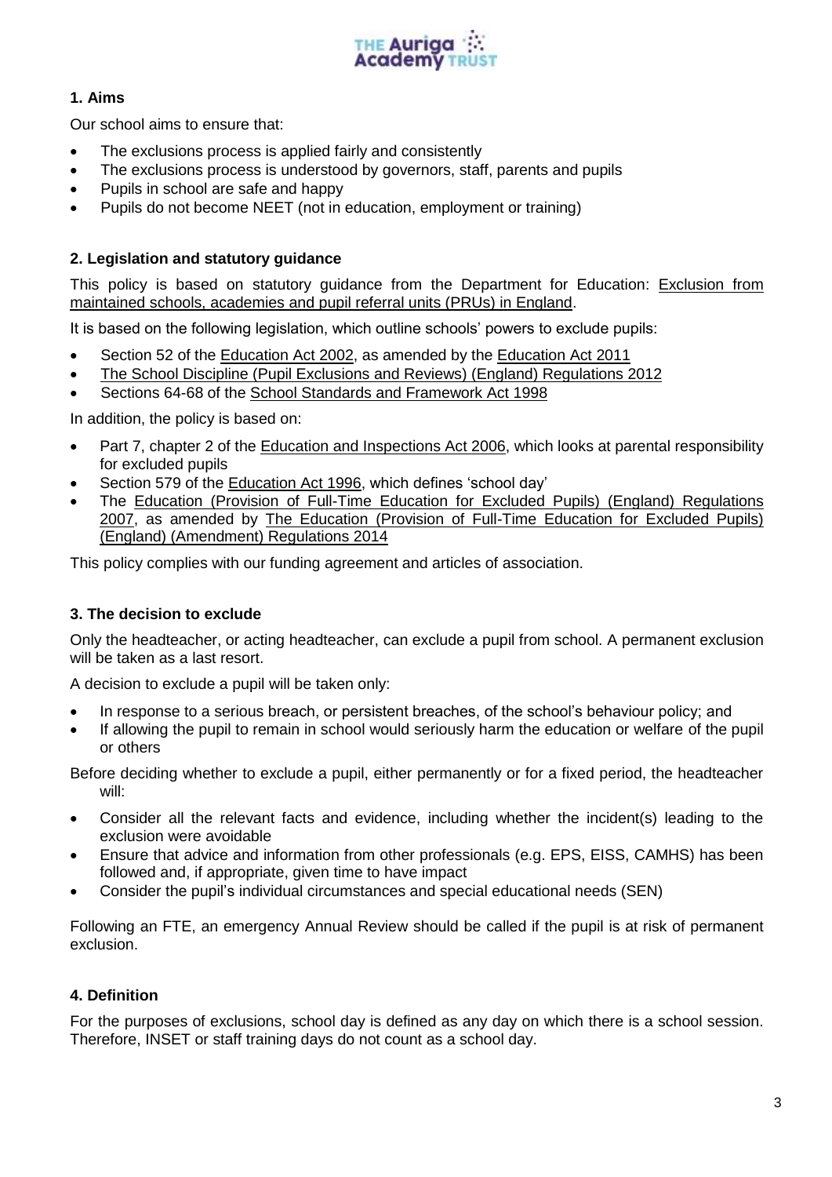## 1. Aims

Our school aims to ensure that:

- The exclusions process is applied fairly and consistently
- The exclusions process is understood by governors, staff, parents and pupils
- Pupils in school are safe and happy
- Pupils do not become NEET (not in education, employment or training)

## 2. Legislation and statutory guidance

This policy is based on statutory guidance from the Department for Education: Exclusion from maintained schools, academies and pupil referral units (PRUs) in England.

It is based on the following legislation, which outline schools' powers to exclude pupils:

- Section 52 of the Education Act 2002, as amended by the Education Act 2011
- The School Discipline (Pupil Exclusions and Reviews) (England) Regulations 2012
- Sections 64-68 of the School Standards and Framework Act 1998

In addition, the policy is based on:

- Part 7, chapter 2 of the Education and Inspections Act 2006, which looks at parental responsibility for excluded pupils
- Section 579 of the Education Act 1996, which defines 'school day'
- The Education (Provision of Full-Time Education for Excluded Pupils) (England) Regulations 2007, as amended by The Education (Provision of Full-Time Education for Excluded Pupils) (England) (Amendment) Regulations 2014

This policy complies with our funding agreement and articles of association.

## 3. The decision to exclude

Only the headteacher, or acting headteacher, can exclude a pupil from school. A permanent exclusion will be taken as a last resort.

A decision to exclude a pupil will be taken only:

- In response to a serious breach, or persistent breaches, of the school's behaviour policy; and
- If allowing the pupil to remain in school would seriously harm the education or welfare of the pupil or others

Before deciding whether to exclude a pupil, either permanently or for a fixed period, the headteacher will:

- Consider all the relevant facts and evidence, including whether the incident(s) leading to the exclusion were avoidable
- Ensure that advice and information from other professionals (e.g. EPS, EISS, CAMHS) has been followed and, if appropriate, given time to have impact
- Consider the pupil's individual circumstances and special educational needs (SEN)

Following an FTE, an emergency Annual Review should be called if the pupil is at risk of permanent exclusion.

## 4. Definition

For the purposes of exclusions, school day is defined as any day on which there is a school session. Therefore, INSET or staff training days do not count as a school day.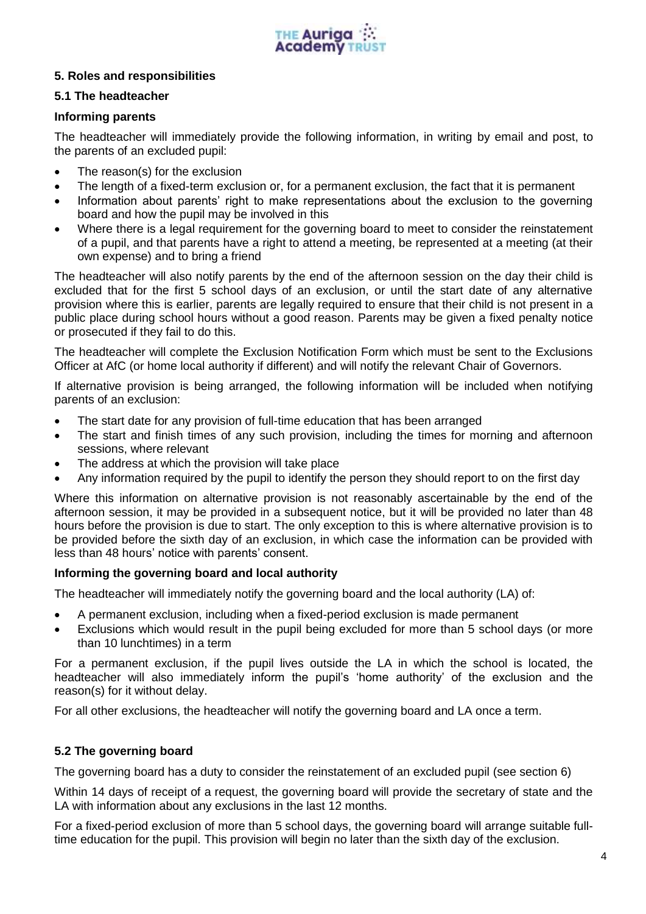## 5. Roles and responsibilities

### 5.1 The headteacher

**Informing parents**

The headteacher will immediately provide the following information, in writing by email and post, to the parents of an excluded pupil:

- The reason(s) for the exclusion
- The length of a fixed-term exclusion or, for a permanent exclusion, the fact that it is permanent
- Information about parents' right to make representations about the exclusion to the governing board and how the pupil may be involved in this
- Where there is a legal requirement for the governing board to meet to consider the reinstatement of a pupil, and that parents have a right to attend a meeting, be represented at a meeting (at their own expense) and to bring a friend

The headteacher will also notify parents by the end of the afternoon session on the day their child is excluded that for the first 5 school days of an exclusion, or until the start date of any alternative provision where this is earlier, parents are legally required to ensure that their child is not present in a public place during school hours without a good reason. Parents may be given a fixed penalty notice or prosecuted if they fail to do this.

The headteacher will complete the Exclusion Notification Form which must be sent to the Exclusions Officer at AfC (or home local authority if different) and will notify the relevant Chair of Governors.

If alternative provision is being arranged, the following information will be included when notifying parents of an exclusion:

- The start date for any provision of full-time education that has been arranged
- The start and finish times of any such provision, including the times for morning and afternoon sessions, where relevant
- The address at which the provision will take place
- Any information required by the pupil to identify the person they should report to on the first day

Where this information on alternative provision is not reasonably ascertainable by the end of the afternoon session, it may be provided in a subsequent notice, but it will be provided no later than 48 hours before the provision is due to start. The only exception to this is where alternative provision is to be provided before the sixth day of an exclusion, in which case the information can be provided with less than 48 hours' notice with parents' consent.

**Informing the governing board and local authority**

The headteacher will immediately notify the governing board and the local authority (LA) of:

- A permanent exclusion, including when a fixed-period exclusion is made permanent
- Exclusions which would result in the pupil being excluded for more than 5 school days (or more than 10 lunchtimes) in a term

For a permanent exclusion, if the pupil lives outside the LA in which the school is located, the headteacher will also immediately inform the pupil's 'home authority' of the exclusion and the reason(s) for it without delay.

For all other exclusions, the headteacher will notify the governing board and LA once a term.

### 5.2 The governing board

The governing board has a duty to consider the reinstatement of an excluded pupil (see section 6)

Within 14 days of receipt of a request, the governing board will provide the secretary of state and the LA with information about any exclusions in the last 12 months.

For a fixed-period exclusion of more than 5 school days, the governing board will arrange suitable full-time education for the pupil. This provision will begin no later than the sixth day of the exclusion.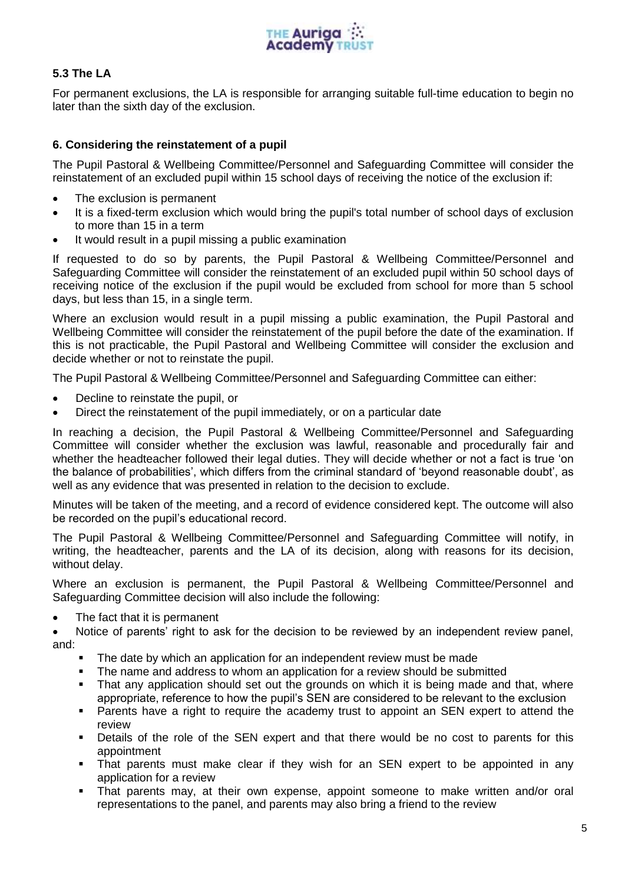### 5.3 The LA

For permanent exclusions, the LA is responsible for arranging suitable full-time education to begin no later than the sixth day of the exclusion.

### 6. Considering the reinstatement of a pupil

The Pupil Pastoral & Wellbeing Committee/Personnel and Safeguarding Committee will consider the reinstatement of an excluded pupil within 15 school days of receiving the notice of the exclusion if:

- The exclusion is permanent
- It is a fixed-term exclusion which would bring the pupil's total number of school days of exclusion to more than 15 in a term
- It would result in a pupil missing a public examination

If requested to do so by parents, the Pupil Pastoral & Wellbeing Committee/Personnel and Safeguarding Committee will consider the reinstatement of an excluded pupil within 50 school days of receiving notice of the exclusion if the pupil would be excluded from school for more than 5 school days, but less than 15, in a single term.

Where an exclusion would result in a pupil missing a public examination, the Pupil Pastoral and Wellbeing Committee will consider the reinstatement of the pupil before the date of the examination. If this is not practicable, the Pupil Pastoral and Wellbeing Committee will consider the exclusion and decide whether or not to reinstate the pupil.

The Pupil Pastoral & Wellbeing Committee/Personnel and Safeguarding Committee can either:

- Decline to reinstate the pupil, or
- Direct the reinstatement of the pupil immediately, or on a particular date

In reaching a decision, the Pupil Pastoral & Wellbeing Committee/Personnel and Safeguarding Committee will consider whether the exclusion was lawful, reasonable and procedurally fair and whether the headteacher followed their legal duties. They will decide whether or not a fact is true 'on the balance of probabilities', which differs from the criminal standard of 'beyond reasonable doubt', as well as any evidence that was presented in relation to the decision to exclude.

Minutes will be taken of the meeting, and a record of evidence considered kept. The outcome will also be recorded on the pupil's educational record.

The Pupil Pastoral & Wellbeing Committee/Personnel and Safeguarding Committee will notify, in writing, the headteacher, parents and the LA of its decision, along with reasons for its decision, without delay.

Where an exclusion is permanent, the Pupil Pastoral & Wellbeing Committee/Personnel and Safeguarding Committee decision will also include the following:

- The fact that it is permanent
- Notice of parents' right to ask for the decision to be reviewed by an independent review panel, and:
  - The date by which an application for an independent review must be made
  - The name and address to whom an application for a review should be submitted
  - That any application should set out the grounds on which it is being made and that, where appropriate, reference to how the pupil's SEN are considered to be relevant to the exclusion
  - Parents have a right to require the academy trust to appoint an SEN expert to attend the review
  - Details of the role of the SEN expert and that there would be no cost to parents for this appointment
  - That parents must make clear if they wish for an SEN expert to be appointed in any application for a review
  - That parents may, at their own expense, appoint someone to make written and/or oral representations to the panel, and parents may also bring a friend to the review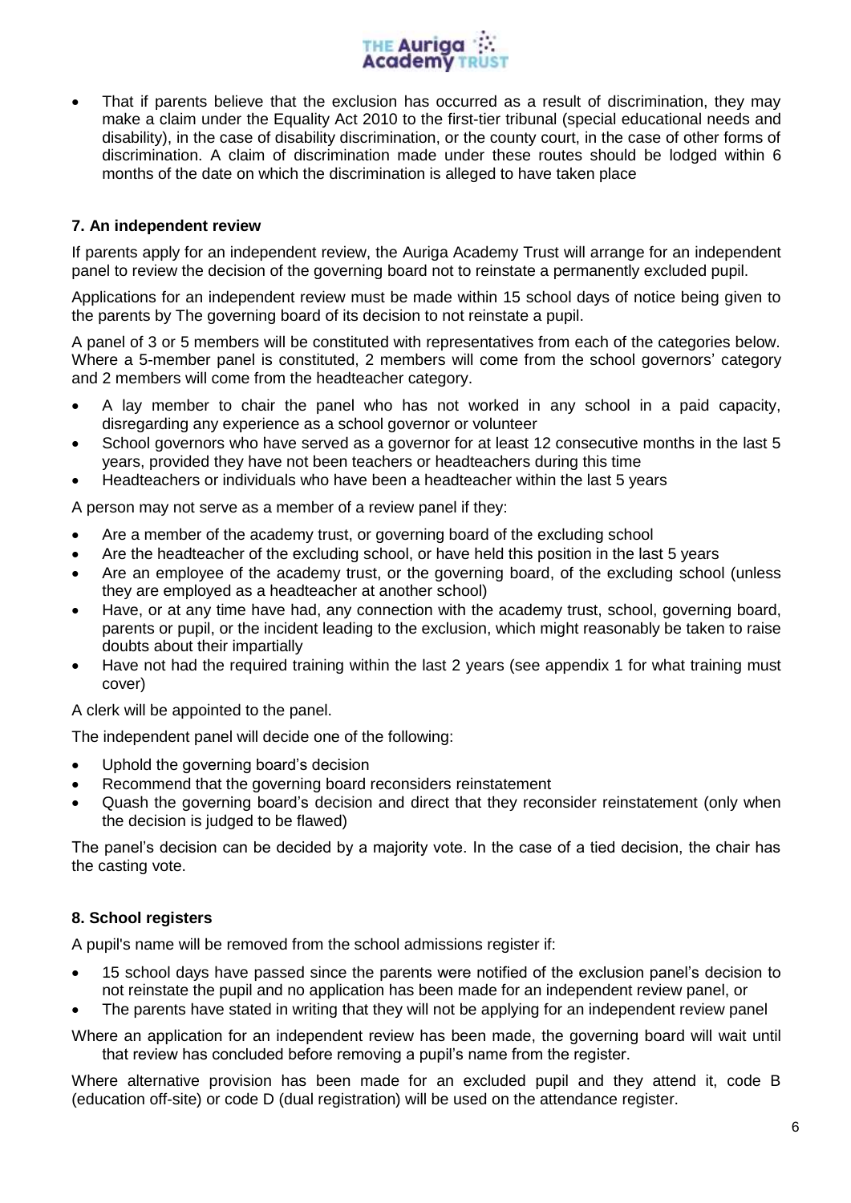- That if parents believe that the exclusion has occurred as a result of discrimination, they may make a claim under the Equality Act 2010 to the first-tier tribunal (special educational needs and disability), in the case of disability discrimination, or the county court, in the case of other forms of discrimination. A claim of discrimination made under these routes should be lodged within 6 months of the date on which the discrimination is alleged to have taken place

### 7. An independent review

If parents apply for an independent review, the Auriga Academy Trust will arrange for an independent panel to review the decision of the governing board not to reinstate a permanently excluded pupil.

Applications for an independent review must be made within 15 school days of notice being given to the parents by The governing board of its decision to not reinstate a pupil.

A panel of 3 or 5 members will be constituted with representatives from each of the categories below. Where a 5-member panel is constituted, 2 members will come from the school governors' category and 2 members will come from the headteacher category.

- A lay member to chair the panel who has not worked in any school in a paid capacity, disregarding any experience as a school governor or volunteer
- School governors who have served as a governor for at least 12 consecutive months in the last 5 years, provided they have not been teachers or headteachers during this time
- Headteachers or individuals who have been a headteacher within the last 5 years

A person may not serve as a member of a review panel if they:

- Are a member of the academy trust, or governing board of the excluding school
- Are the headteacher of the excluding school, or have held this position in the last 5 years
- Are an employee of the academy trust, or the governing board, of the excluding school (unless they are employed as a headteacher at another school)
- Have, or at any time have had, any connection with the academy trust, school, governing board, parents or pupil, or the incident leading to the exclusion, which might reasonably be taken to raise doubts about their impartially
- Have not had the required training within the last 2 years (see appendix 1 for what training must cover)

A clerk will be appointed to the panel.

The independent panel will decide one of the following:

- Uphold the governing board's decision
- Recommend that the governing board reconsiders reinstatement
- Quash the governing board's decision and direct that they reconsider reinstatement (only when the decision is judged to be flawed)

The panel's decision can be decided by a majority vote. In the case of a tied decision, the chair has the casting vote.

### 8. School registers

A pupil's name will be removed from the school admissions register if:

- 15 school days have passed since the parents were notified of the exclusion panel's decision to not reinstate the pupil and no application has been made for an independent review panel, or
- The parents have stated in writing that they will not be applying for an independent review panel

Where an application for an independent review has been made, the governing board will wait until that review has concluded before removing a pupil's name from the register.

Where alternative provision has been made for an excluded pupil and they attend it, code B (education off-site) or code D (dual registration) will be used on the attendance register.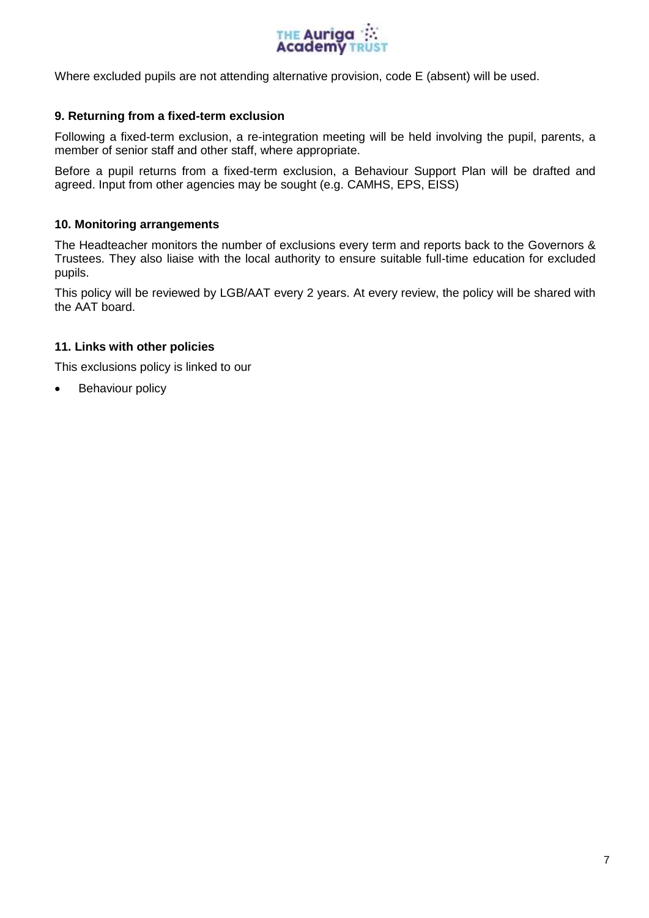Where excluded pupils are not attending alternative provision, code E (absent) will be used.

### 9. Returning from a fixed-term exclusion

Following a fixed-term exclusion, a re-integration meeting will be held involving the pupil, parents, a member of senior staff and other staff, where appropriate.

Before a pupil returns from a fixed-term exclusion, a Behaviour Support Plan will be drafted and agreed. Input from other agencies may be sought (e.g. CAMHS, EPS, EISS)

### 10. Monitoring arrangements

The Headteacher monitors the number of exclusions every term and reports back to the Governors & Trustees. They also liaise with the local authority to ensure suitable full-time education for excluded pupils.

This policy will be reviewed by LGB/AAT every 2 years. At every review, the policy will be shared with the AAT board.

### 11. Links with other policies

This exclusions policy is linked to our

- Behaviour policy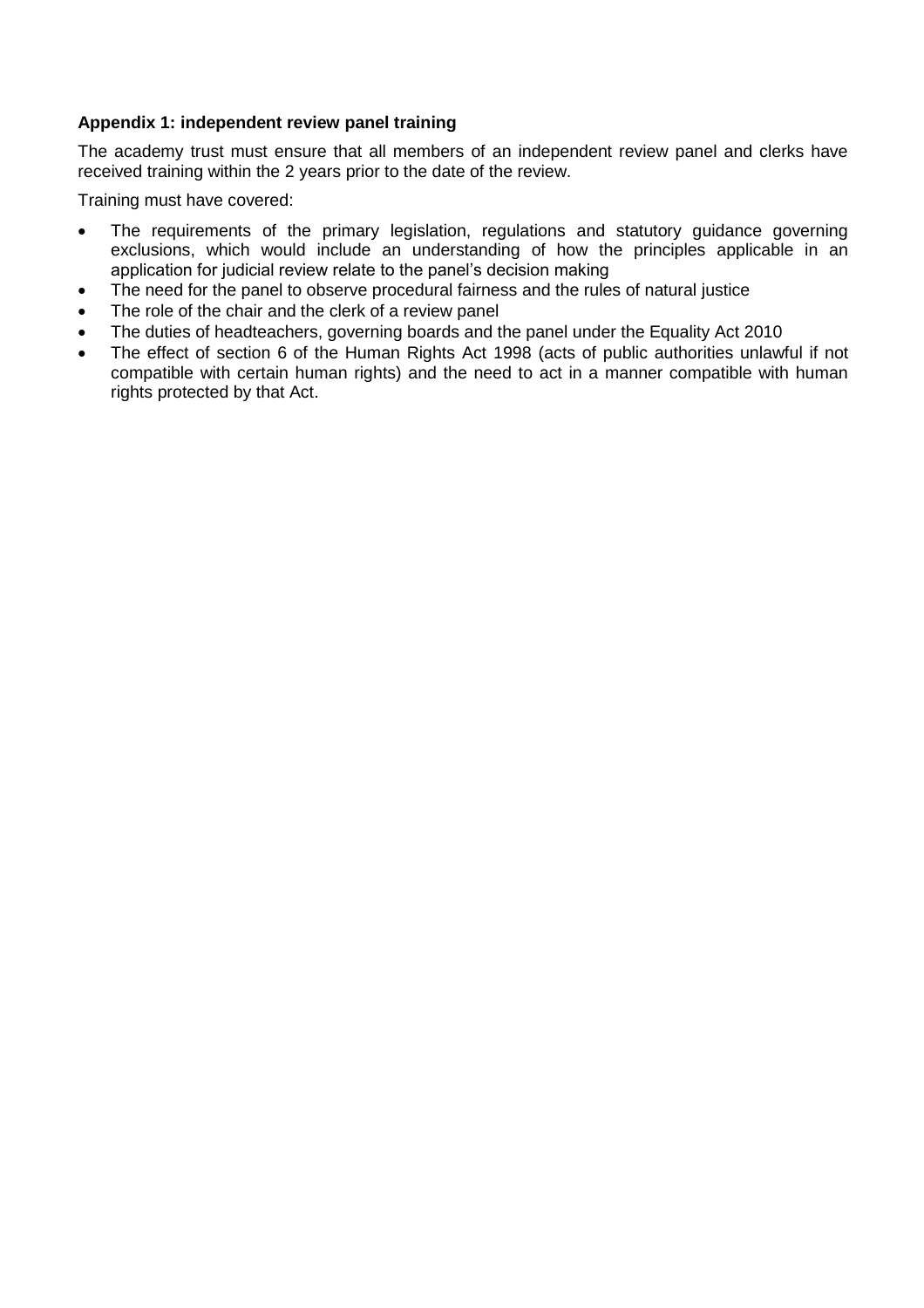### Appendix 1: independent review panel training

The academy trust must ensure that all members of an independent review panel and clerks have received training within the 2 years prior to the date of the review.

Training must have covered:

- The requirements of the primary legislation, regulations and statutory guidance governing exclusions, which would include an understanding of how the principles applicable in an application for judicial review relate to the panel's decision making
- The need for the panel to observe procedural fairness and the rules of natural justice
- The role of the chair and the clerk of a review panel
- The duties of headteachers, governing boards and the panel under the Equality Act 2010
- The effect of section 6 of the Human Rights Act 1998 (acts of public authorities unlawful if not compatible with certain human rights) and the need to act in a manner compatible with human rights protected by that Act.